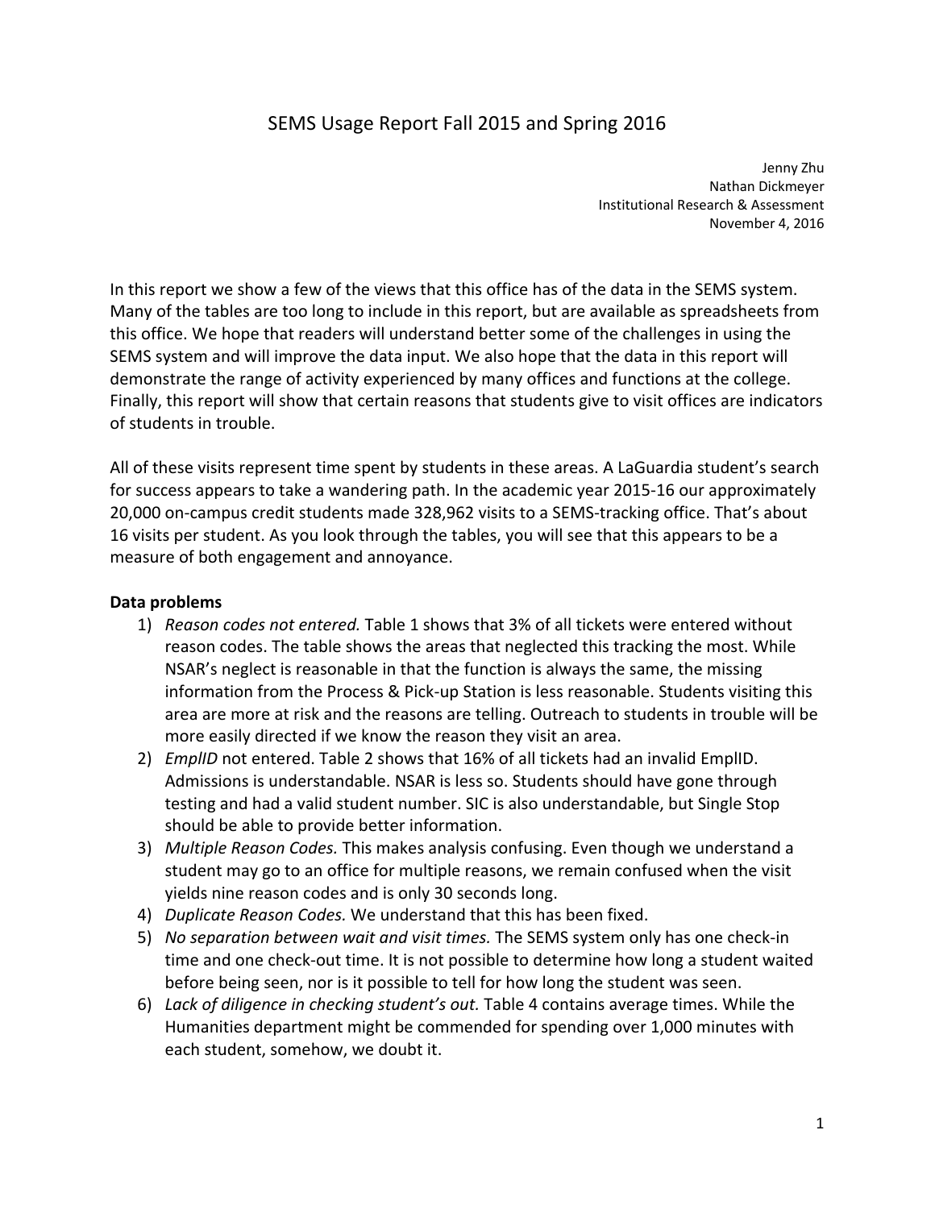# SEMS Usage Report Fall 2015 and Spring 2016

Jenny Zhu
Nathan Dickmeyer
Institutional Research & Assessment
November 4, 2016

In this report we show a few of the views that this office has of the data in the SEMS system. Many of the tables are too long to include in this report, but are available as spreadsheets from this office. We hope that readers will understand better some of the challenges in using the SEMS system and will improve the data input. We also hope that the data in this report will demonstrate the range of activity experienced by many offices and functions at the college. Finally, this report will show that certain reasons that students give to visit offices are indicators of students in trouble.

All of these visits represent time spent by students in these areas. A LaGuardia student's search for success appears to take a wandering path. In the academic year 2015-16 our approximately 20,000 on-campus credit students made 328,962 visits to a SEMS-tracking office. That's about 16 visits per student. As you look through the tables, you will see that this appears to be a measure of both engagement and annoyance.

**Data problems**

1) *Reason codes not entered.* Table 1 shows that 3% of all tickets were entered without reason codes. The table shows the areas that neglected this tracking the most. While NSAR's neglect is reasonable in that the function is always the same, the missing information from the Process & Pick-up Station is less reasonable. Students visiting this area are more at risk and the reasons are telling. Outreach to students in trouble will be more easily directed if we know the reason they visit an area.
2) *EmplID* not entered. Table 2 shows that 16% of all tickets had an invalid EmplID. Admissions is understandable. NSAR is less so. Students should have gone through testing and had a valid student number. SIC is also understandable, but Single Stop should be able to provide better information.
3) *Multiple Reason Codes.* This makes analysis confusing. Even though we understand a student may go to an office for multiple reasons, we remain confused when the visit yields nine reason codes and is only 30 seconds long.
4) *Duplicate Reason Codes.* We understand that this has been fixed.
5) *No separation between wait and visit times.* The SEMS system only has one check-in time and one check-out time. It is not possible to determine how long a student waited before being seen, nor is it possible to tell for how long the student was seen.
6) *Lack of diligence in checking student's out.* Table 4 contains average times. While the Humanities department might be commended for spending over 1,000 minutes with each student, somehow, we doubt it.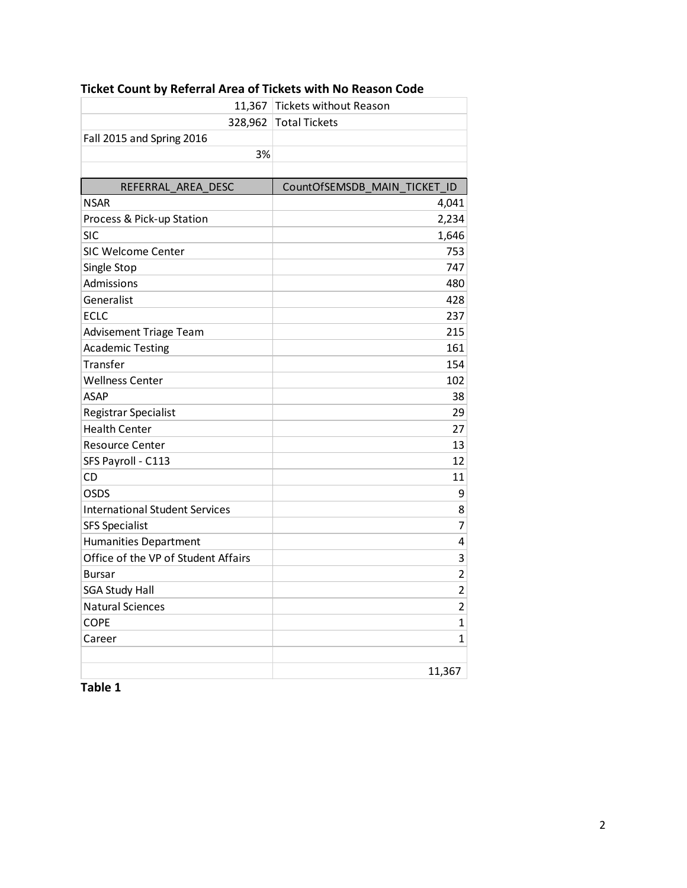**Ticket Count by Referral Area of Tickets with No Reason Code**

| | |
|---|---|
| 11,367 | Tickets without Reason |
| 328,962 | Total Tickets |
| Fall 2015 and Spring 2016 | |
| 3% | |
| | |
| REFERRAL_AREA_DESC | CountOfSEMSDB_MAIN_TICKET_ID |
| NSAR | 4,041 |
| Process & Pick-up Station | 2,234 |
| SIC | 1,646 |
| SIC Welcome Center | 753 |
| Single Stop | 747 |
| Admissions | 480 |
| Generalist | 428 |
| ECLC | 237 |
| Advisement Triage Team | 215 |
| Academic Testing | 161 |
| Transfer | 154 |
| Wellness Center | 102 |
| ASAP | 38 |
| Registrar Specialist | 29 |
| Health Center | 27 |
| Resource Center | 13 |
| SFS Payroll - C113 | 12 |
| CD | 11 |
| OSDS | 9 |
| International Student Services | 8 |
| SFS Specialist | 7 |
| Humanities Department | 4 |
| Office of the VP of Student Affairs | 3 |
| Bursar | 2 |
| SGA Study Hall | 2 |
| Natural Sciences | 2 |
| COPE | 1 |
| Career | 1 |
| | |
| | 11,367 |

**Table 1**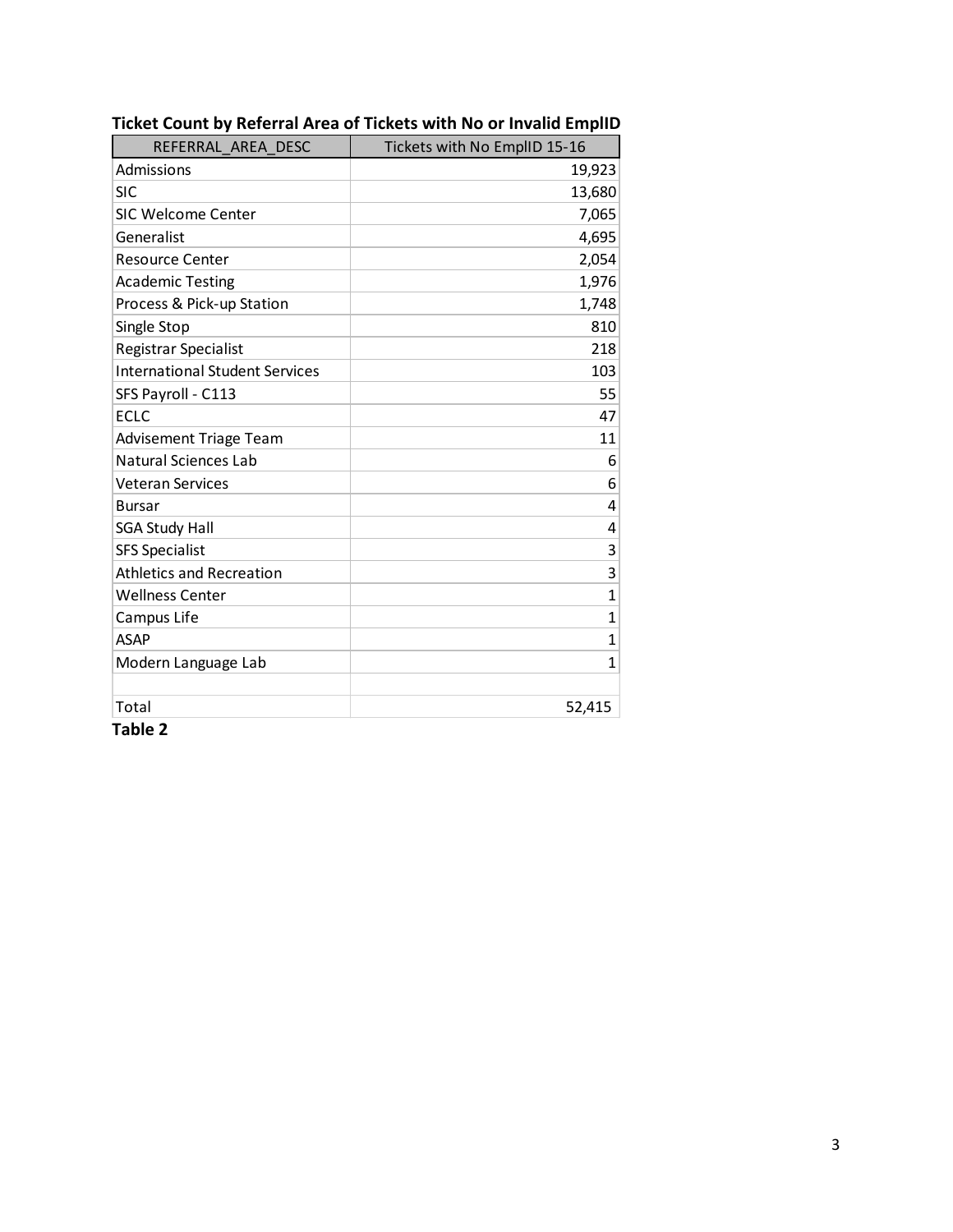**Ticket Count by Referral Area of Tickets with No or Invalid EmplID**

| REFERRAL_AREA_DESC | Tickets with No EmplID 15-16 |
|---|---|
| Admissions | 19,923 |
| SIC | 13,680 |
| SIC Welcome Center | 7,065 |
| Generalist | 4,695 |
| Resource Center | 2,054 |
| Academic Testing | 1,976 |
| Process & Pick-up Station | 1,748 |
| Single Stop | 810 |
| Registrar Specialist | 218 |
| International Student Services | 103 |
| SFS Payroll - C113 | 55 |
| ECLC | 47 |
| Advisement Triage Team | 11 |
| Natural Sciences Lab | 6 |
| Veteran Services | 6 |
| Bursar | 4 |
| SGA Study Hall | 4 |
| SFS Specialist | 3 |
| Athletics and Recreation | 3 |
| Wellness Center | 1 |
| Campus Life | 1 |
| ASAP | 1 |
| Modern Language Lab | 1 |
| | |
| Total | 52,415 |

**Table 2**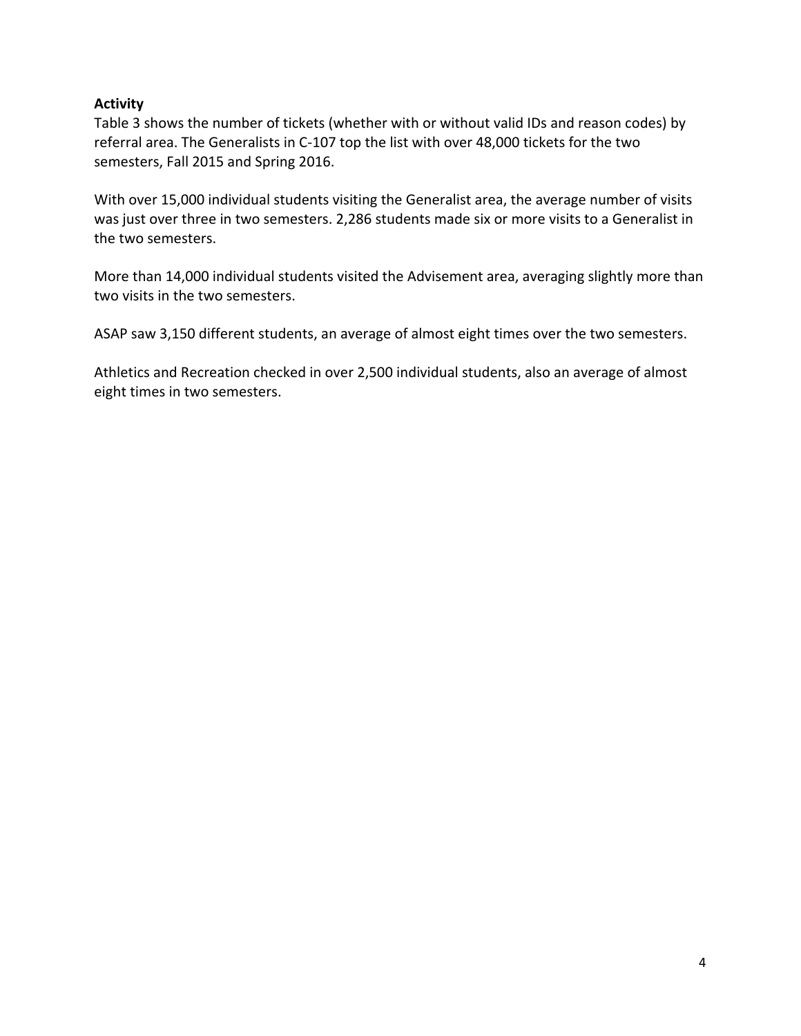**Activity**

Table 3 shows the number of tickets (whether with or without valid IDs and reason codes) by referral area. The Generalists in C-107 top the list with over 48,000 tickets for the two semesters, Fall 2015 and Spring 2016.

With over 15,000 individual students visiting the Generalist area, the average number of visits was just over three in two semesters. 2,286 students made six or more visits to a Generalist in the two semesters.

More than 14,000 individual students visited the Advisement area, averaging slightly more than two visits in the two semesters.

ASAP saw 3,150 different students, an average of almost eight times over the two semesters.

Athletics and Recreation checked in over 2,500 individual students, also an average of almost eight times in two semesters.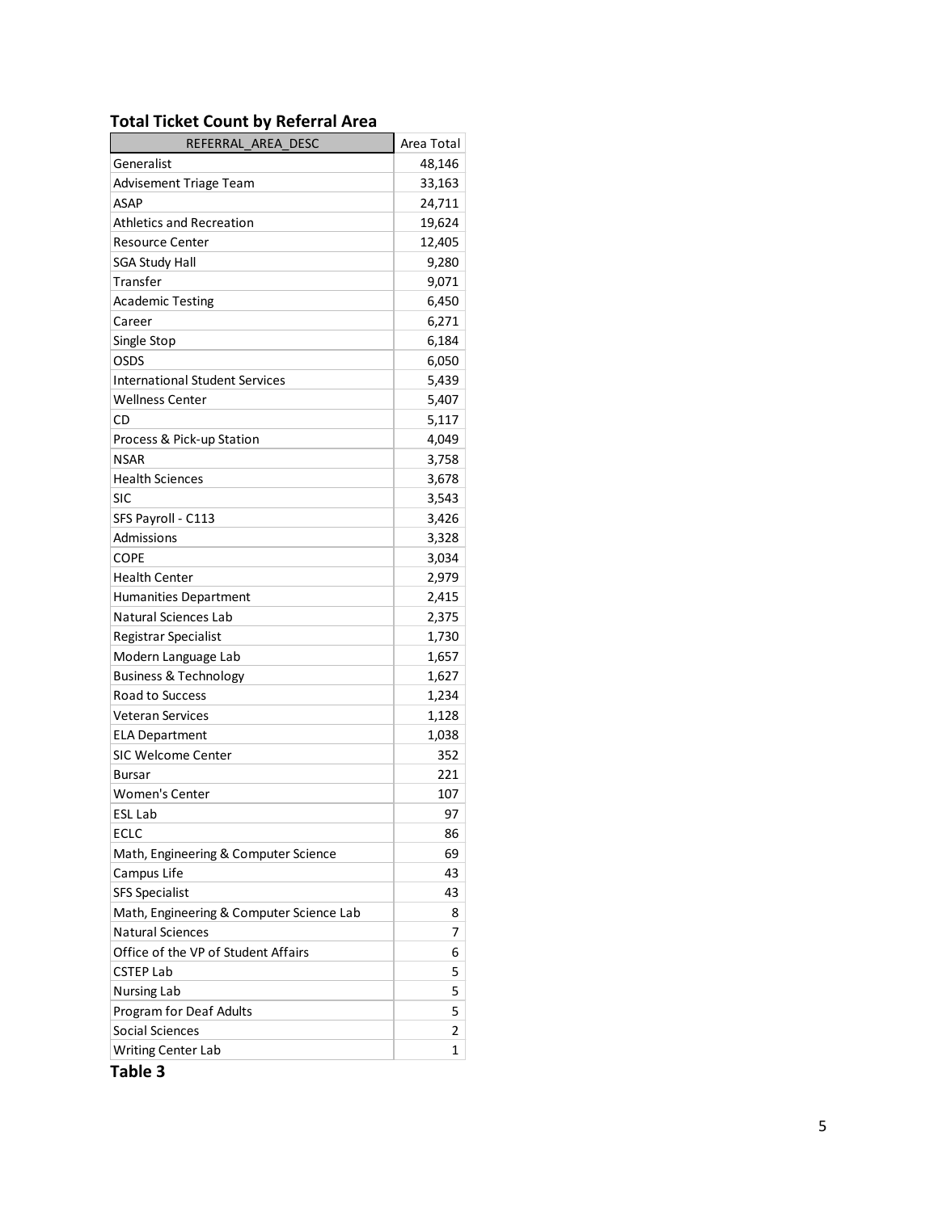**Total Ticket Count by Referral Area**

| REFERRAL_AREA_DESC | Area Total |
|---|---|
| Generalist | 48,146 |
| Advisement Triage Team | 33,163 |
| ASAP | 24,711 |
| Athletics and Recreation | 19,624 |
| Resource Center | 12,405 |
| SGA Study Hall | 9,280 |
| Transfer | 9,071 |
| Academic Testing | 6,450 |
| Career | 6,271 |
| Single Stop | 6,184 |
| OSDS | 6,050 |
| International Student Services | 5,439 |
| Wellness Center | 5,407 |
| CD | 5,117 |
| Process & Pick-up Station | 4,049 |
| NSAR | 3,758 |
| Health Sciences | 3,678 |
| SIC | 3,543 |
| SFS Payroll - C113 | 3,426 |
| Admissions | 3,328 |
| COPE | 3,034 |
| Health Center | 2,979 |
| Humanities Department | 2,415 |
| Natural Sciences Lab | 2,375 |
| Registrar Specialist | 1,730 |
| Modern Language Lab | 1,657 |
| Business & Technology | 1,627 |
| Road to Success | 1,234 |
| Veteran Services | 1,128 |
| ELA Department | 1,038 |
| SIC Welcome Center | 352 |
| Bursar | 221 |
| Women's Center | 107 |
| ESL Lab | 97 |
| ECLC | 86 |
| Math, Engineering & Computer Science | 69 |
| Campus Life | 43 |
| SFS Specialist | 43 |
| Math, Engineering & Computer Science Lab | 8 |
| Natural Sciences | 7 |
| Office of the VP of Student Affairs | 6 |
| CSTEP Lab | 5 |
| Nursing Lab | 5 |
| Program for Deaf Adults | 5 |
| Social Sciences | 2 |
| Writing Center Lab | 1 |

**Table 3**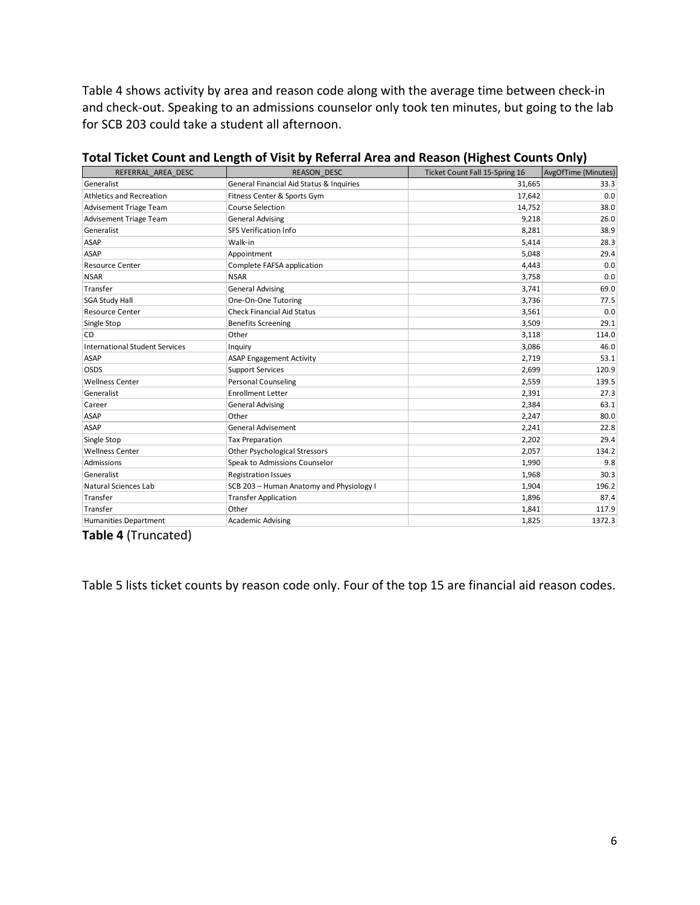Table 4 shows activity by area and reason code along with the average time between check-in and check-out. Speaking to an admissions counselor only took ten minutes, but going to the lab for SCB 203 could take a student all afternoon.

**Total Ticket Count and Length of Visit by Referral Area and Reason (Highest Counts Only)**

| REFERRAL_AREA_DESC | REASON_DESC | Ticket Count Fall 15-Spring 16 | AvgOfTime (Minutes) |
|---|---|---|---|
| Generalist | General Financial Aid Status & Inquiries | 31,665 | 33.3 |
| Athletics and Recreation | Fitness Center & Sports Gym | 17,642 | 0.0 |
| Advisement Triage Team | Course Selection | 14,752 | 38.0 |
| Advisement Triage Team | General Advising | 9,218 | 26.0 |
| Generalist | SFS Verification Info | 8,281 | 38.9 |
| ASAP | Walk-in | 5,414 | 28.3 |
| ASAP | Appointment | 5,048 | 29.4 |
| Resource Center | Complete FAFSA application | 4,443 | 0.0 |
| NSAR | NSAR | 3,758 | 0.0 |
| Transfer | General Advising | 3,741 | 69.0 |
| SGA Study Hall | One-On-One Tutoring | 3,736 | 77.5 |
| Resource Center | Check Financial Aid Status | 3,561 | 0.0 |
| Single Stop | Benefits Screening | 3,509 | 29.1 |
| CD | Other | 3,118 | 114.0 |
| International Student Services | Inquiry | 3,086 | 46.0 |
| ASAP | ASAP Engagement Activity | 2,719 | 53.1 |
| OSDS | Support Services | 2,699 | 120.9 |
| Wellness Center | Personal Counseling | 2,559 | 139.5 |
| Generalist | Enrollment Letter | 2,391 | 27.3 |
| Career | General Advising | 2,384 | 63.1 |
| ASAP | Other | 2,247 | 80.0 |
| ASAP | General Advisement | 2,241 | 22.8 |
| Single Stop | Tax Preparation | 2,202 | 29.4 |
| Wellness Center | Other Psychological Stressors | 2,057 | 134.2 |
| Admissions | Speak to Admissions Counselor | 1,990 | 9.8 |
| Generalist | Registration Issues | 1,968 | 30.3 |
| Natural Sciences Lab | SCB 203 – Human Anatomy and Physiology I | 1,904 | 196.2 |
| Transfer | Transfer Application | 1,896 | 87.4 |
| Transfer | Other | 1,841 | 117.9 |
| Humanities Department | Academic Advising | 1,825 | 1372.3 |

**Table 4** (Truncated)

Table 5 lists ticket counts by reason code only. Four of the top 15 are financial aid reason codes.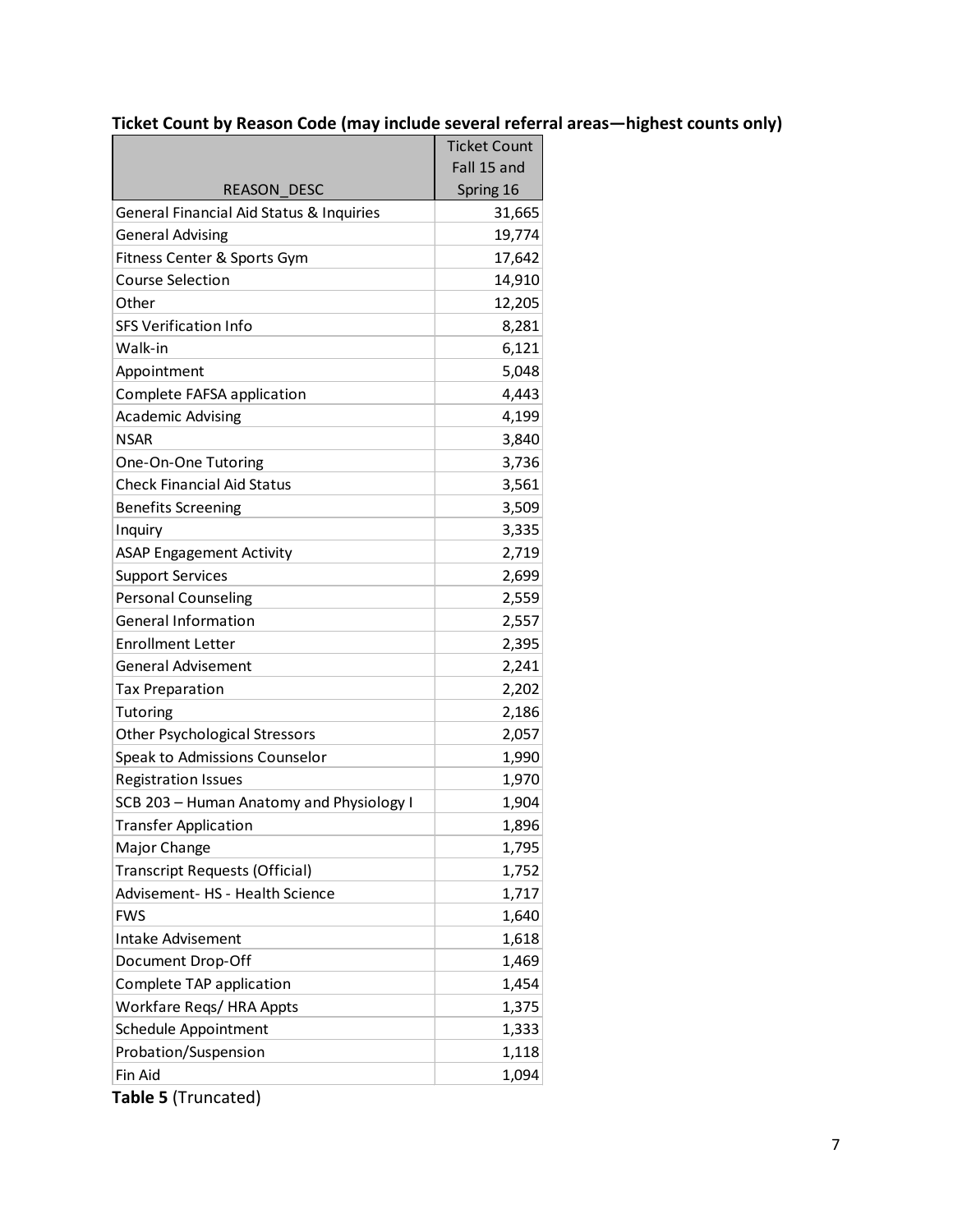**Ticket Count by Reason Code (may include several referral areas—highest counts only)**

| REASON_DESC | Ticket Count Fall 15 and Spring 16 |
|---|---|
| General Financial Aid Status & Inquiries | 31,665 |
| General Advising | 19,774 |
| Fitness Center & Sports Gym | 17,642 |
| Course Selection | 14,910 |
| Other | 12,205 |
| SFS Verification Info | 8,281 |
| Walk-in | 6,121 |
| Appointment | 5,048 |
| Complete FAFSA application | 4,443 |
| Academic Advising | 4,199 |
| NSAR | 3,840 |
| One-On-One Tutoring | 3,736 |
| Check Financial Aid Status | 3,561 |
| Benefits Screening | 3,509 |
| Inquiry | 3,335 |
| ASAP Engagement Activity | 2,719 |
| Support Services | 2,699 |
| Personal Counseling | 2,559 |
| General Information | 2,557 |
| Enrollment Letter | 2,395 |
| General Advisement | 2,241 |
| Tax Preparation | 2,202 |
| Tutoring | 2,186 |
| Other Psychological Stressors | 2,057 |
| Speak to Admissions Counselor | 1,990 |
| Registration Issues | 1,970 |
| SCB 203 – Human Anatomy and Physiology I | 1,904 |
| Transfer Application | 1,896 |
| Major Change | 1,795 |
| Transcript Requests (Official) | 1,752 |
| Advisement- HS - Health Science | 1,717 |
| FWS | 1,640 |
| Intake Advisement | 1,618 |
| Document Drop-Off | 1,469 |
| Complete TAP application | 1,454 |
| Workfare Reqs/ HRA Appts | 1,375 |
| Schedule Appointment | 1,333 |
| Probation/Suspension | 1,118 |
| Fin Aid | 1,094 |

**Table 5** (Truncated)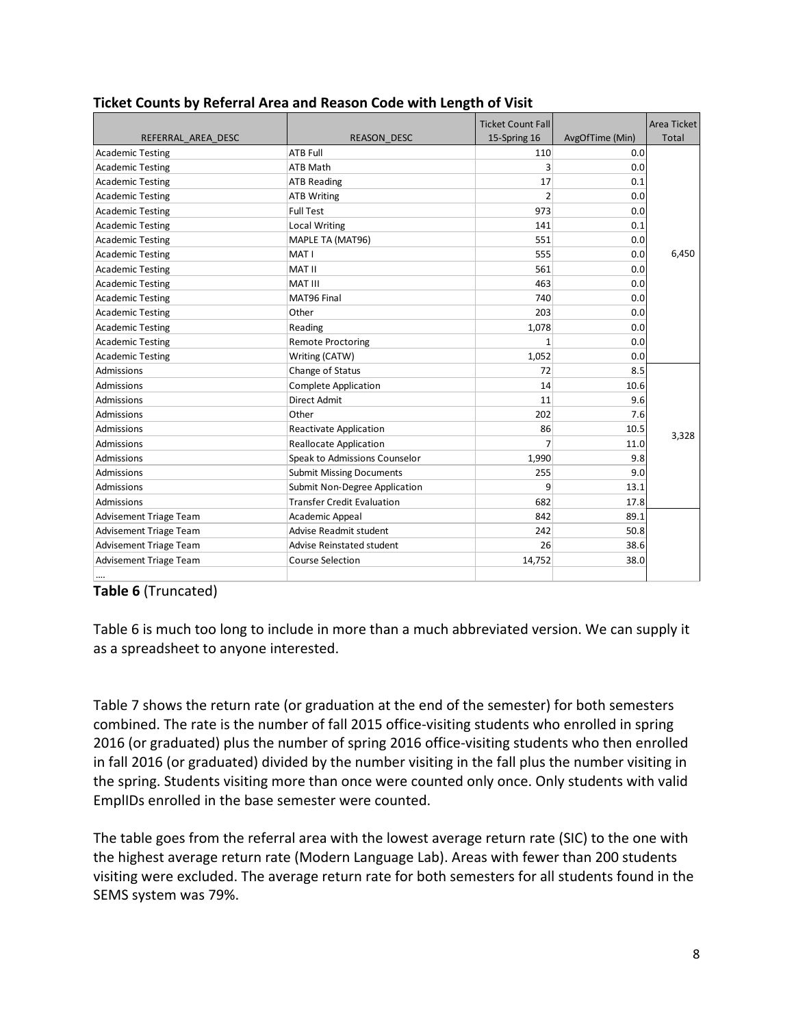**Ticket Counts by Referral Area and Reason Code with Length of Visit**

| REFERRAL_AREA_DESC | REASON_DESC | Ticket Count Fall 15-Spring 16 | AvgOfTime (Min) | Area Ticket Total |
|---|---|---|---|---|
| Academic Testing | ATB Full | 110 | 0.0 | 6,450 |
| Academic Testing | ATB Math | 3 | 0.0 | |
| Academic Testing | ATB Reading | 17 | 0.1 | |
| Academic Testing | ATB Writing | 2 | 0.0 | |
| Academic Testing | Full Test | 973 | 0.0 | |
| Academic Testing | Local Writing | 141 | 0.1 | |
| Academic Testing | MAPLE TA (MAT96) | 551 | 0.0 | |
| Academic Testing | MAT I | 555 | 0.0 | |
| Academic Testing | MAT II | 561 | 0.0 | |
| Academic Testing | MAT III | 463 | 0.0 | |
| Academic Testing | MAT96 Final | 740 | 0.0 | |
| Academic Testing | Other | 203 | 0.0 | |
| Academic Testing | Reading | 1,078 | 0.0 | |
| Academic Testing | Remote Proctoring | 1 | 0.0 | |
| Academic Testing | Writing (CATW) | 1,052 | 0.0 | |
| Admissions | Change of Status | 72 | 8.5 | 3,328 |
| Admissions | Complete Application | 14 | 10.6 | |
| Admissions | Direct Admit | 11 | 9.6 | |
| Admissions | Other | 202 | 7.6 | |
| Admissions | Reactivate Application | 86 | 10.5 | |
| Admissions | Reallocate Application | 7 | 11.0 | |
| Admissions | Speak to Admissions Counselor | 1,990 | 9.8 | |
| Admissions | Submit Missing Documents | 255 | 9.0 | |
| Admissions | Submit Non-Degree Application | 9 | 13.1 | |
| Admissions | Transfer Credit Evaluation | 682 | 17.8 | |
| Advisement Triage Team | Academic Appeal | 842 | 89.1 | |
| Advisement Triage Team | Advise Readmit student | 242 | 50.8 | |
| Advisement Triage Team | Advise Reinstated student | 26 | 38.6 | |
| Advisement Triage Team | Course Selection | 14,752 | 38.0 | |
| .... | | | | |

**Table 6** (Truncated)

Table 6 is much too long to include in more than a much abbreviated version. We can supply it as a spreadsheet to anyone interested.

Table 7 shows the return rate (or graduation at the end of the semester) for both semesters combined. The rate is the number of fall 2015 office-visiting students who enrolled in spring 2016 (or graduated) plus the number of spring 2016 office-visiting students who then enrolled in fall 2016 (or graduated) divided by the number visiting in the fall plus the number visiting in the spring. Students visiting more than once were counted only once. Only students with valid EmplIDs enrolled in the base semester were counted.

The table goes from the referral area with the lowest average return rate (SIC) to the one with the highest average return rate (Modern Language Lab). Areas with fewer than 200 students visiting were excluded. The average return rate for both semesters for all students found in the SEMS system was 79%.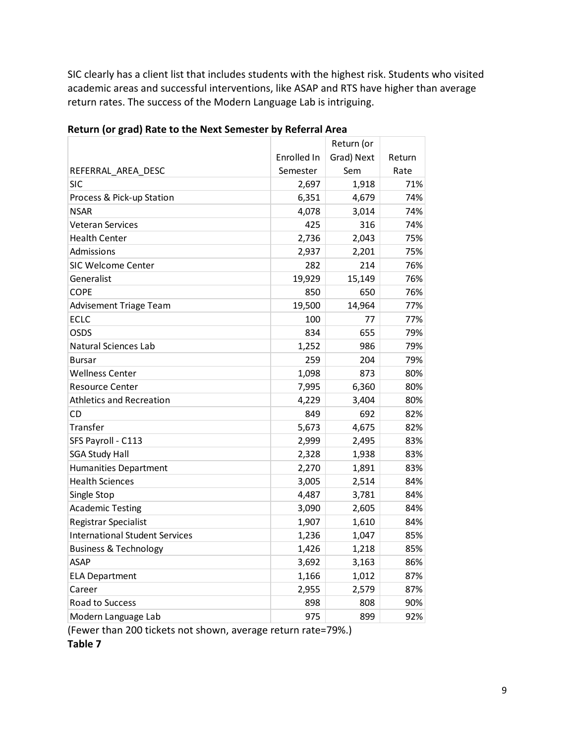SIC clearly has a client list that includes students with the highest risk. Students who visited academic areas and successful interventions, like ASAP and RTS have higher than average return rates. The success of the Modern Language Lab is intriguing.

**Return (or grad) Rate to the Next Semester by Referral Area**

| REFERRAL_AREA_DESC | Enrolled In Semester | Return (or Grad) Next Sem | Return Rate |
|---|---|---|---|
| SIC | 2,697 | 1,918 | 71% |
| Process & Pick-up Station | 6,351 | 4,679 | 74% |
| NSAR | 4,078 | 3,014 | 74% |
| Veteran Services | 425 | 316 | 74% |
| Health Center | 2,736 | 2,043 | 75% |
| Admissions | 2,937 | 2,201 | 75% |
| SIC Welcome Center | 282 | 214 | 76% |
| Generalist | 19,929 | 15,149 | 76% |
| COPE | 850 | 650 | 76% |
| Advisement Triage Team | 19,500 | 14,964 | 77% |
| ECLC | 100 | 77 | 77% |
| OSDS | 834 | 655 | 79% |
| Natural Sciences Lab | 1,252 | 986 | 79% |
| Bursar | 259 | 204 | 79% |
| Wellness Center | 1,098 | 873 | 80% |
| Resource Center | 7,995 | 6,360 | 80% |
| Athletics and Recreation | 4,229 | 3,404 | 80% |
| CD | 849 | 692 | 82% |
| Transfer | 5,673 | 4,675 | 82% |
| SFS Payroll - C113 | 2,999 | 2,495 | 83% |
| SGA Study Hall | 2,328 | 1,938 | 83% |
| Humanities Department | 2,270 | 1,891 | 83% |
| Health Sciences | 3,005 | 2,514 | 84% |
| Single Stop | 4,487 | 3,781 | 84% |
| Academic Testing | 3,090 | 2,605 | 84% |
| Registrar Specialist | 1,907 | 1,610 | 84% |
| International Student Services | 1,236 | 1,047 | 85% |
| Business & Technology | 1,426 | 1,218 | 85% |
| ASAP | 3,692 | 3,163 | 86% |
| ELA Department | 1,166 | 1,012 | 87% |
| Career | 2,955 | 2,579 | 87% |
| Road to Success | 898 | 808 | 90% |
| Modern Language Lab | 975 | 899 | 92% |

(Fewer than 200 tickets not shown, average return rate=79%.)

**Table 7**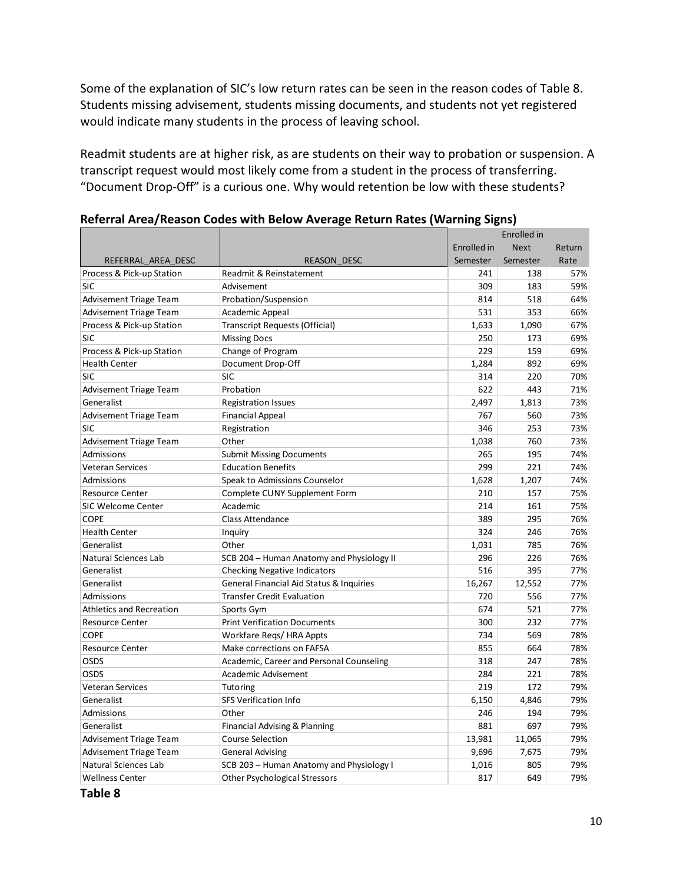Some of the explanation of SIC's low return rates can be seen in the reason codes of Table 8. Students missing advisement, students missing documents, and students not yet registered would indicate many students in the process of leaving school.

Readmit students are at higher risk, as are students on their way to probation or suspension. A transcript request would most likely come from a student in the process of transferring. "Document Drop-Off" is a curious one. Why would retention be low with these students?

**Referral Area/Reason Codes with Below Average Return Rates (Warning Signs)**

| REFERRAL_AREA_DESC | REASON_DESC | Enrolled in Semester | Enrolled in Next Semester | Return Rate |
|---|---|---|---|---|
| Process & Pick-up Station | Readmit & Reinstatement | 241 | 138 | 57% |
| SIC | Advisement | 309 | 183 | 59% |
| Advisement Triage Team | Probation/Suspension | 814 | 518 | 64% |
| Advisement Triage Team | Academic Appeal | 531 | 353 | 66% |
| Process & Pick-up Station | Transcript Requests (Official) | 1,633 | 1,090 | 67% |
| SIC | Missing Docs | 250 | 173 | 69% |
| Process & Pick-up Station | Change of Program | 229 | 159 | 69% |
| Health Center | Document Drop-Off | 1,284 | 892 | 69% |
| SIC | SIC | 314 | 220 | 70% |
| Advisement Triage Team | Probation | 622 | 443 | 71% |
| Generalist | Registration Issues | 2,497 | 1,813 | 73% |
| Advisement Triage Team | Financial Appeal | 767 | 560 | 73% |
| SIC | Registration | 346 | 253 | 73% |
| Advisement Triage Team | Other | 1,038 | 760 | 73% |
| Admissions | Submit Missing Documents | 265 | 195 | 74% |
| Veteran Services | Education Benefits | 299 | 221 | 74% |
| Admissions | Speak to Admissions Counselor | 1,628 | 1,207 | 74% |
| Resource Center | Complete CUNY Supplement Form | 210 | 157 | 75% |
| SIC Welcome Center | Academic | 214 | 161 | 75% |
| COPE | Class Attendance | 389 | 295 | 76% |
| Health Center | Inquiry | 324 | 246 | 76% |
| Generalist | Other | 1,031 | 785 | 76% |
| Natural Sciences Lab | SCB 204 – Human Anatomy and Physiology II | 296 | 226 | 76% |
| Generalist | Checking Negative Indicators | 516 | 395 | 77% |
| Generalist | General Financial Aid Status & Inquiries | 16,267 | 12,552 | 77% |
| Admissions | Transfer Credit Evaluation | 720 | 556 | 77% |
| Athletics and Recreation | Sports Gym | 674 | 521 | 77% |
| Resource Center | Print Verification Documents | 300 | 232 | 77% |
| COPE | Workfare Reqs/ HRA Appts | 734 | 569 | 78% |
| Resource Center | Make corrections on FAFSA | 855 | 664 | 78% |
| OSDS | Academic, Career and Personal Counseling | 318 | 247 | 78% |
| OSDS | Academic Advisement | 284 | 221 | 78% |
| Veteran Services | Tutoring | 219 | 172 | 79% |
| Generalist | SFS Verification Info | 6,150 | 4,846 | 79% |
| Admissions | Other | 246 | 194 | 79% |
| Generalist | Financial Advising & Planning | 881 | 697 | 79% |
| Advisement Triage Team | Course Selection | 13,981 | 11,065 | 79% |
| Advisement Triage Team | General Advising | 9,696 | 7,675 | 79% |
| Natural Sciences Lab | SCB 203 – Human Anatomy and Physiology I | 1,016 | 805 | 79% |
| Wellness Center | Other Psychological Stressors | 817 | 649 | 79% |

**Table 8**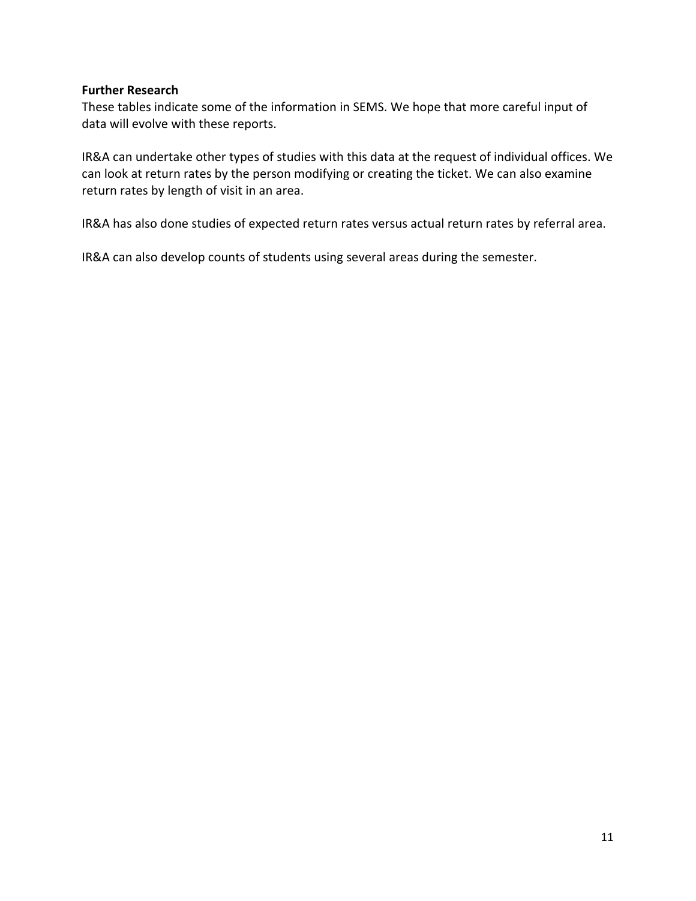**Further Research**

These tables indicate some of the information in SEMS. We hope that more careful input of data will evolve with these reports.

IR&A can undertake other types of studies with this data at the request of individual offices. We can look at return rates by the person modifying or creating the ticket. We can also examine return rates by length of visit in an area.

IR&A has also done studies of expected return rates versus actual return rates by referral area.

IR&A can also develop counts of students using several areas during the semester.